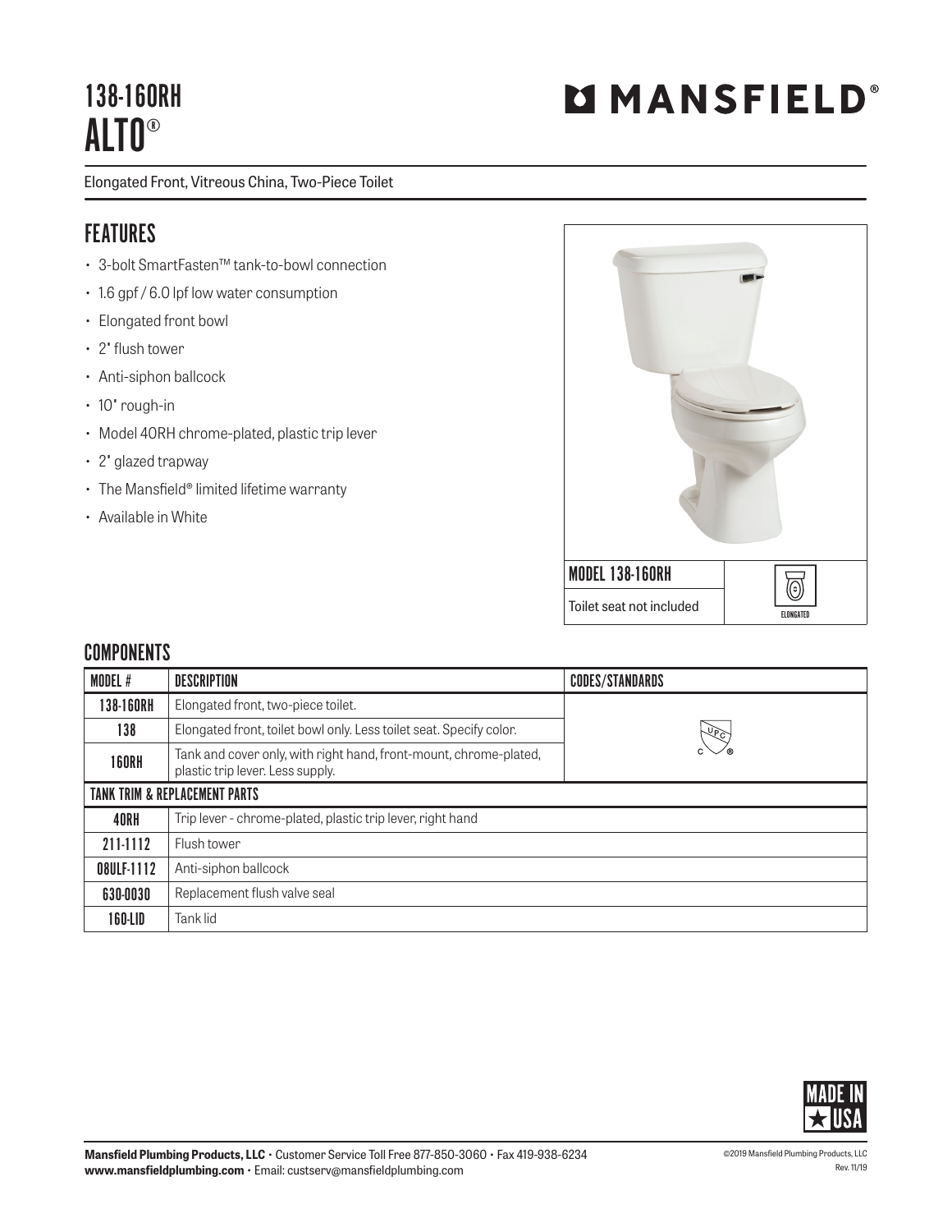# 138-160RH
# ALTO®

**MANSFIELD®**

Elongated Front, Vitreous China, Two-Piece Toilet

## FEATURES

- 3-bolt SmartFasten™ tank-to-bowl connection
- 1.6 gpf / 6.0 lpf low water consumption
- Elongated front bowl
- 2" flush tower
- Anti-siphon ballcock
- 10" rough-in
- Model 40RH chrome-plated, plastic trip lever
- 2" glazed trapway
- The Mansfield® limited lifetime warranty
- Available in White

MODEL 138-160RH

Toilet seat not included

ELONGATED

## COMPONENTS

| MODEL # | DESCRIPTION | CODES/STANDARDS |
|---|---|---|
| 138-160RH | Elongated front, two-piece toilet. | UPC |
| 138 | Elongated front, toilet bowl only. Less toilet seat. Specify color. | |
| 160RH | Tank and cover only, with right hand, front-mount, chrome-plated, plastic trip lever. Less supply. | |
| **TANK TRIM & REPLACEMENT PARTS** | | |
| 40RH | Trip lever - chrome-plated, plastic trip lever, right hand | |
| 211-1112 | Flush tower | |
| 08ULF-1112 | Anti-siphon ballcock | |
| 630-0030 | Replacement flush valve seal | |
| 160-LID | Tank lid | |

MADE IN USA

**Mansfield Plumbing Products, LLC** • Customer Service Toll Free 877-850-3060 • Fax 419-938-6234
**www.mansfieldplumbing.com** • Email: custserv@mansfieldplumbing.com

©2019 Mansfield Plumbing Products, LLC
Rev. 11/19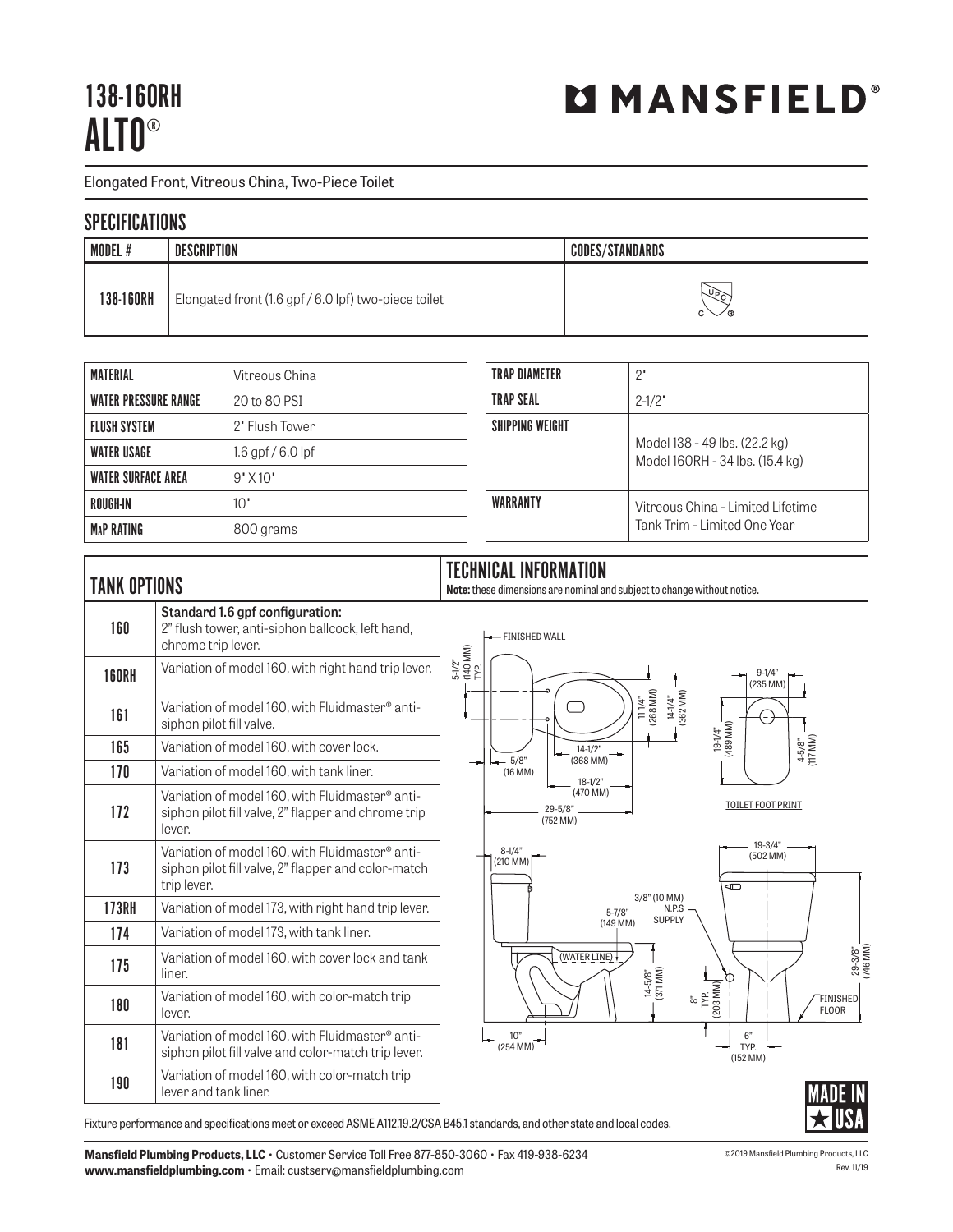# 138-160RH
# ALTO®

**MANSFIELD®**

Elongated Front, Vitreous China, Two-Piece Toilet

## SPECIFICATIONS

| MODEL # | DESCRIPTION | CODES/STANDARDS |
|---|---|---|
| 138-160RH | Elongated front (1.6 gpf / 6.0 lpf) two-piece toilet | UPC C ® |

| | |
|---|---|
| MATERIAL | Vitreous China |
| WATER PRESSURE RANGE | 20 to 80 PSI |
| FLUSH SYSTEM | 2" Flush Tower |
| WATER USAGE | 1.6 gpf / 6.0 lpf |
| WATER SURFACE AREA | 9" X 10" |
| ROUGH-IN | 10" |
| MaP RATING | 800 grams |

| | |
|---|---|
| TRAP DIAMETER | 2" |
| TRAP SEAL | 2-1/2" |
| SHIPPING WEIGHT | Model 138 - 49 lbs. (22.2 kg)<br>Model 160RH - 34 lbs. (15.4 kg) |
| WARRANTY | Vitreous China - Limited Lifetime<br>Tank Trim - Limited One Year |

## TANK OPTIONS

| | |
|---|---|
| 160 | **Standard 1.6 gpf configuration:** 2" flush tower, anti-siphon ballcock, left hand, chrome trip lever. |
| 160RH | Variation of model 160, with right hand trip lever. |
| 161 | Variation of model 160, with Fluidmaster® anti-siphon pilot fill valve. |
| 165 | Variation of model 160, with cover lock. |
| 170 | Variation of model 160, with tank liner. |
| 172 | Variation of model 160, with Fluidmaster® anti-siphon pilot fill valve, 2" flapper and chrome trip lever. |
| 173 | Variation of model 160, with Fluidmaster® anti-siphon pilot fill valve, 2" flapper and color-match trip lever. |
| 173RH | Variation of model 173, with right hand trip lever. |
| 174 | Variation of model 173, with tank liner. |
| 175 | Variation of model 160, with cover lock and tank liner. |
| 180 | Variation of model 160, with color-match trip lever. |
| 181 | Variation of model 160, with Fluidmaster® anti-siphon pilot fill valve and color-match trip lever. |
| 190 | Variation of model 160, with color-match trip lever and tank liner. |

## TECHNICAL INFORMATION

**Note:** these dimensions are nominal and subject to change without notice.

FINISHED WALL
5-1/2" (140 MM) TYP.
11-1/4" (268 MM)
14-1/4" (362 MM)
14-1/2" (368 MM)
5/8" (16 MM)
18-1/2" (470 MM)
29-5/8" (752 MM)
9-1/4" (235 MM)
19-1/4" (489 MM)
4-5/8" (117 MM)
TOILET FOOT PRINT
8-1/4" (210 MM)
5-7/8" (149 MM)
3/8" (10 MM) N.P.S SUPPLY
(WATER LINE)
14-5/8" (371 MM)
8" TYP. (203 MM)
10" (254 MM)
19-3/4" (502 MM)
29-3/8" (746 MM)
FINISHED FLOOR
6" TYP. (152 MM)

MADE IN USA

Fixture performance and specifications meet or exceed ASME A112.19.2/CSA B45.1 standards, and other state and local codes.

**Mansfield Plumbing Products, LLC** • Customer Service Toll Free 877-850-3060 • Fax 419-938-6234
**www.mansfieldplumbing.com** • Email: custserv@mansfieldplumbing.com

©2019 Mansfield Plumbing Products, LLC
Rev. 11/19